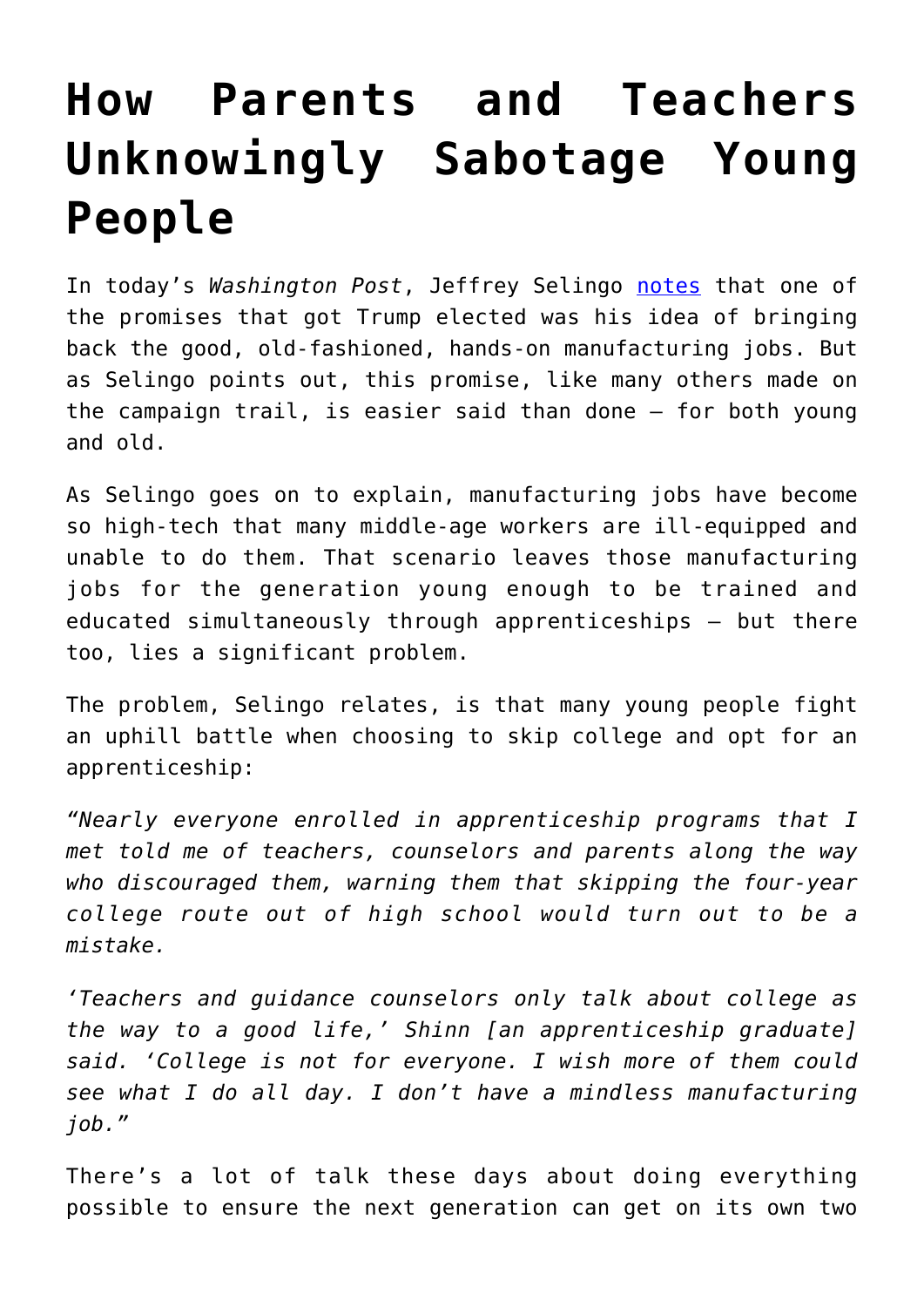# How Parents and Teachers Unknowingly Sabotage Young People

In today's *Washington Post*, Jeffrey Selingo [notes](#) that one of the promises that got Trump elected was his idea of bringing back the good, old-fashioned, hands-on manufacturing jobs. But as Selingo points out, this promise, like many others made on the campaign trail, is easier said than done – for both young and old.

As Selingo goes on to explain, manufacturing jobs have become so high-tech that many middle-age workers are ill-equipped and unable to do them. That scenario leaves those manufacturing jobs for the generation young enough to be trained and educated simultaneously through apprenticeships – but there too, lies a significant problem.

The problem, Selingo relates, is that many young people fight an uphill battle when choosing to skip college and opt for an apprenticeship:

*"Nearly everyone enrolled in apprenticeship programs that I met told me of teachers, counselors and parents along the way who discouraged them, warning them that skipping the four-year college route out of high school would turn out to be a mistake.*

*'Teachers and guidance counselors only talk about college as the way to a good life,' Shinn [an apprenticeship graduate] said. 'College is not for everyone. I wish more of them could see what I do all day. I don't have a mindless manufacturing job."*

There's a lot of talk these days about doing everything possible to ensure the next generation can get on its own two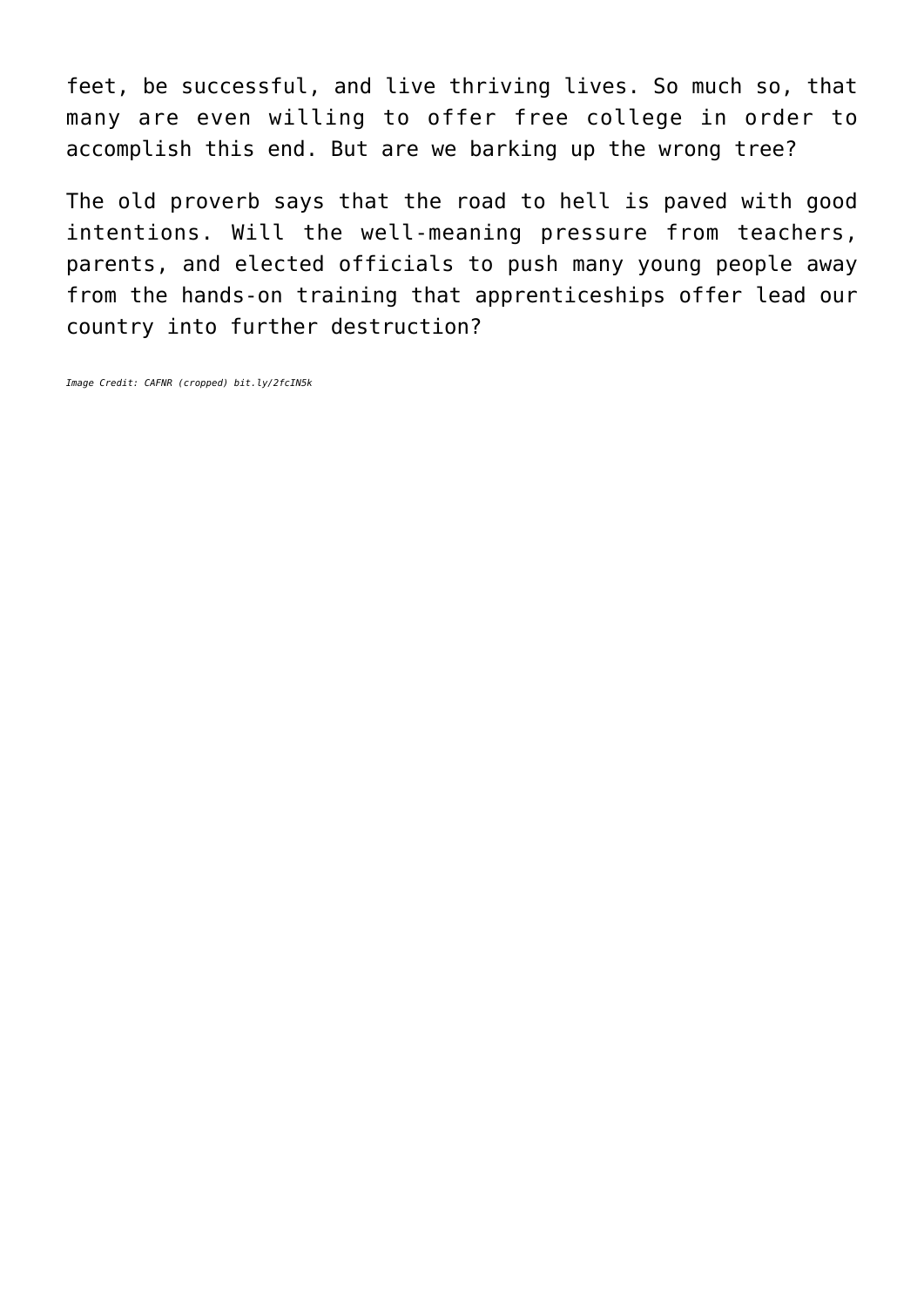feet, be successful, and live thriving lives. So much so, that many are even willing to offer free college in order to accomplish this end. But are we barking up the wrong tree?

The old proverb says that the road to hell is paved with good intentions. Will the well-meaning pressure from teachers, parents, and elected officials to push many young people away from the hands-on training that apprenticeships offer lead our country into further destruction?

*Image Credit: CAFNR (cropped) bit.ly/2fcIN5k*